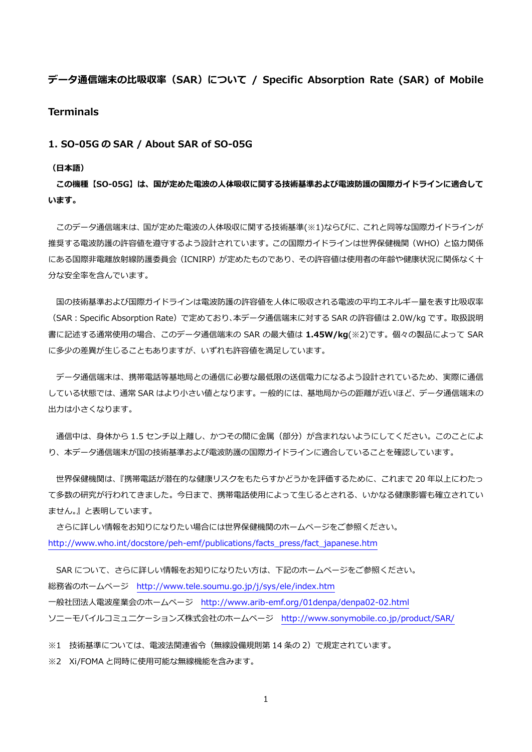# データ通信端末の比吸収率（SAR）について / Specific Absorption Rate (SAR) of Mobile Terminals

## 1. SO-05G の SAR / About SAR of SO-05G

**（日本語）**

**この機種【SO-05G】は、国が定めた電波の人体吸収に関する技術基準および電波防護の国際ガイドラインに適合しています。**

このデータ通信端末は、国が定めた電波の人体吸収に関する技術基準(※1)ならびに、これと同等な国際ガイドラインが推奨する電波防護の許容値を遵守するよう設計されています。この国際ガイドラインは世界保健機関（WHO）と協力関係にある国際非電離放射線防護委員会（ICNIRP）が定めたものであり、その許容値は使用者の年齢や健康状況に関係なく十分な安全率を含んでいます。

国の技術基準および国際ガイドラインは電波防護の許容値を人体に吸収される電波の平均エネルギー量を表す比吸収率（SAR : Specific Absorption Rate）で定めており、本データ通信端末に対する SAR の許容値は 2.0W/kg です。取扱説明書に記述する通常使用の場合、このデータ通信端末の SAR の最大値は **1.45W/kg**(※2)です。個々の製品によって SAR に多少の差異が生じることもありますが、いずれも許容値を満足しています。

データ通信端末は、携帯電話等基地局との通信に必要な最低限の送信電力になるよう設計されているため、実際に通信している状態では、通常 SAR はより小さい値となります。一般的には、基地局からの距離が近いほど、データ通信端末の出力は小さくなります。

通信中は、身体から 1.5 センチ以上離し、かつその間に金属（部分）が含まれないようにしてください。このことにより、本データ通信端末が国の技術基準および電波防護の国際ガイドラインに適合していることを確認しています。

世界保健機関は、『携帯電話が潜在的な健康リスクをもたらすかどうかを評価するために、これまで 20 年以上にわたって多数の研究が行われてきました。今日まで、携帯電話使用によって生じるとされる、いかなる健康影響も確立されていません。』と表明しています。

さらに詳しい情報をお知りになりたい場合には世界保健機関のホームページをご参照ください。
http://www.who.int/docstore/peh-emf/publications/facts_press/fact_japanese.htm

SAR について、さらに詳しい情報をお知りになりたい方は、下記のホームページをご参照ください。
総務省のホームページ　http://www.tele.soumu.go.jp/j/sys/ele/index.htm
一般社団法人電波産業会のホームページ　http://www.arib-emf.org/01denpa/denpa02-02.html
ソニーモバイルコミュニケーションズ株式会社のホームページ　http://www.sonymobile.co.jp/product/SAR/

※1　技術基準については、電波法関連省令（無線設備規則第 14 条の 2）で規定されています。
※2　Xi/FOMA と同時に使用可能な無線機能を含みます。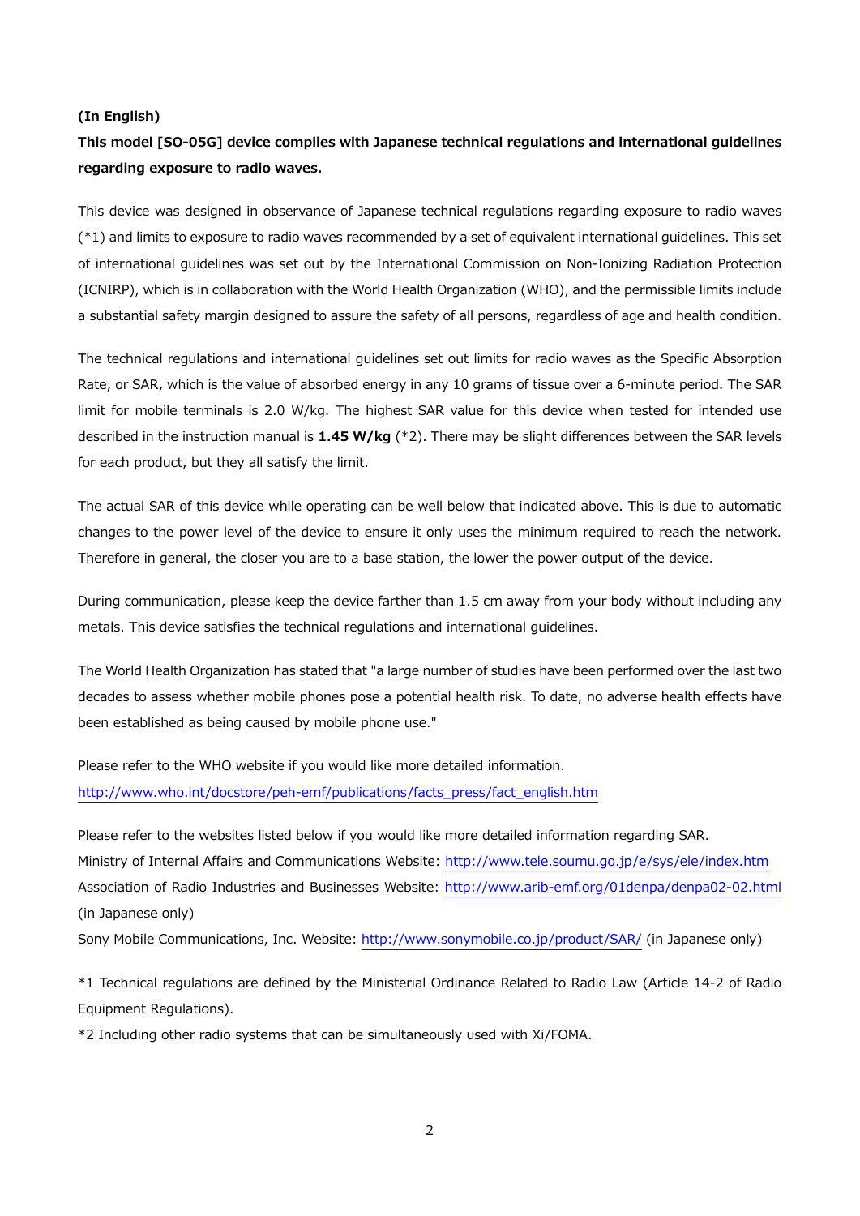**(In English)**

**This model [SO-05G] device complies with Japanese technical regulations and international guidelines regarding exposure to radio waves.**

This device was designed in observance of Japanese technical regulations regarding exposure to radio waves (*1) and limits to exposure to radio waves recommended by a set of equivalent international guidelines. This set of international guidelines was set out by the International Commission on Non-Ionizing Radiation Protection (ICNIRP), which is in collaboration with the World Health Organization (WHO), and the permissible limits include a substantial safety margin designed to assure the safety of all persons, regardless of age and health condition.

The technical regulations and international guidelines set out limits for radio waves as the Specific Absorption Rate, or SAR, which is the value of absorbed energy in any 10 grams of tissue over a 6-minute period. The SAR limit for mobile terminals is 2.0 W/kg. The highest SAR value for this device when tested for intended use described in the instruction manual is **1.45 W/kg** (*2). There may be slight differences between the SAR levels for each product, but they all satisfy the limit.

The actual SAR of this device while operating can be well below that indicated above. This is due to automatic changes to the power level of the device to ensure it only uses the minimum required to reach the network. Therefore in general, the closer you are to a base station, the lower the power output of the device.

During communication, please keep the device farther than 1.5 cm away from your body without including any metals. This device satisfies the technical regulations and international guidelines.

The World Health Organization has stated that "a large number of studies have been performed over the last two decades to assess whether mobile phones pose a potential health risk. To date, no adverse health effects have been established as being caused by mobile phone use."

Please refer to the WHO website if you would like more detailed information.
http://www.who.int/docstore/peh-emf/publications/facts_press/fact_english.htm

Please refer to the websites listed below if you would like more detailed information regarding SAR.
Ministry of Internal Affairs and Communications Website: http://www.tele.soumu.go.jp/e/sys/ele/index.htm
Association of Radio Industries and Businesses Website: http://www.arib-emf.org/01denpa/denpa02-02.html (in Japanese only)
Sony Mobile Communications, Inc. Website: http://www.sonymobile.co.jp/product/SAR/ (in Japanese only)

*1 Technical regulations are defined by the Ministerial Ordinance Related to Radio Law (Article 14-2 of Radio Equipment Regulations).
*2 Including other radio systems that can be simultaneously used with Xi/FOMA.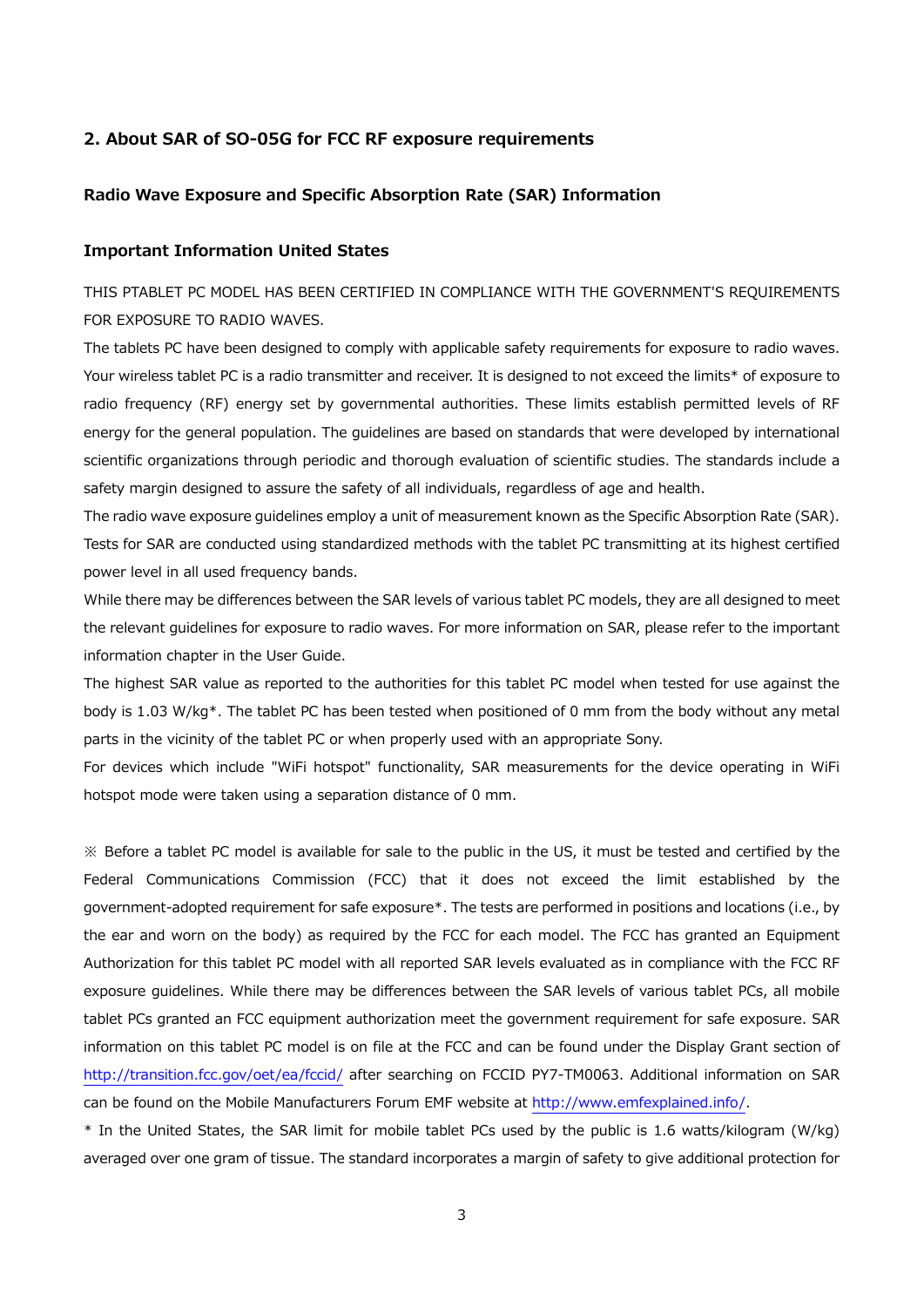## 2. About SAR of SO-05G for FCC RF exposure requirements

### Radio Wave Exposure and Specific Absorption Rate (SAR) Information

### Important Information United States

THIS PTABLET PC MODEL HAS BEEN CERTIFIED IN COMPLIANCE WITH THE GOVERNMENT'S REQUIREMENTS FOR EXPOSURE TO RADIO WAVES.

The tablets PC have been designed to comply with applicable safety requirements for exposure to radio waves. Your wireless tablet PC is a radio transmitter and receiver. It is designed to not exceed the limits* of exposure to radio frequency (RF) energy set by governmental authorities. These limits establish permitted levels of RF energy for the general population. The guidelines are based on standards that were developed by international scientific organizations through periodic and thorough evaluation of scientific studies. The standards include a safety margin designed to assure the safety of all individuals, regardless of age and health.

The radio wave exposure guidelines employ a unit of measurement known as the Specific Absorption Rate (SAR). Tests for SAR are conducted using standardized methods with the tablet PC transmitting at its highest certified power level in all used frequency bands.

While there may be differences between the SAR levels of various tablet PC models, they are all designed to meet the relevant guidelines for exposure to radio waves. For more information on SAR, please refer to the important information chapter in the User Guide.

The highest SAR value as reported to the authorities for this tablet PC model when tested for use against the body is 1.03 W/kg*. The tablet PC has been tested when positioned of 0 mm from the body without any metal parts in the vicinity of the tablet PC or when properly used with an appropriate Sony.

For devices which include "WiFi hotspot" functionality, SAR measurements for the device operating in WiFi hotspot mode were taken using a separation distance of 0 mm.

※ Before a tablet PC model is available for sale to the public in the US, it must be tested and certified by the Federal Communications Commission (FCC) that it does not exceed the limit established by the government-adopted requirement for safe exposure*. The tests are performed in positions and locations (i.e., by the ear and worn on the body) as required by the FCC for each model. The FCC has granted an Equipment Authorization for this tablet PC model with all reported SAR levels evaluated as in compliance with the FCC RF exposure guidelines. While there may be differences between the SAR levels of various tablet PCs, all mobile tablet PCs granted an FCC equipment authorization meet the government requirement for safe exposure. SAR information on this tablet PC model is on file at the FCC and can be found under the Display Grant section of http://transition.fcc.gov/oet/ea/fccid/ after searching on FCCID PY7-TM0063. Additional information on SAR can be found on the Mobile Manufacturers Forum EMF website at http://www.emfexplained.info/.

* In the United States, the SAR limit for mobile tablet PCs used by the public is 1.6 watts/kilogram (W/kg) averaged over one gram of tissue. The standard incorporates a margin of safety to give additional protection for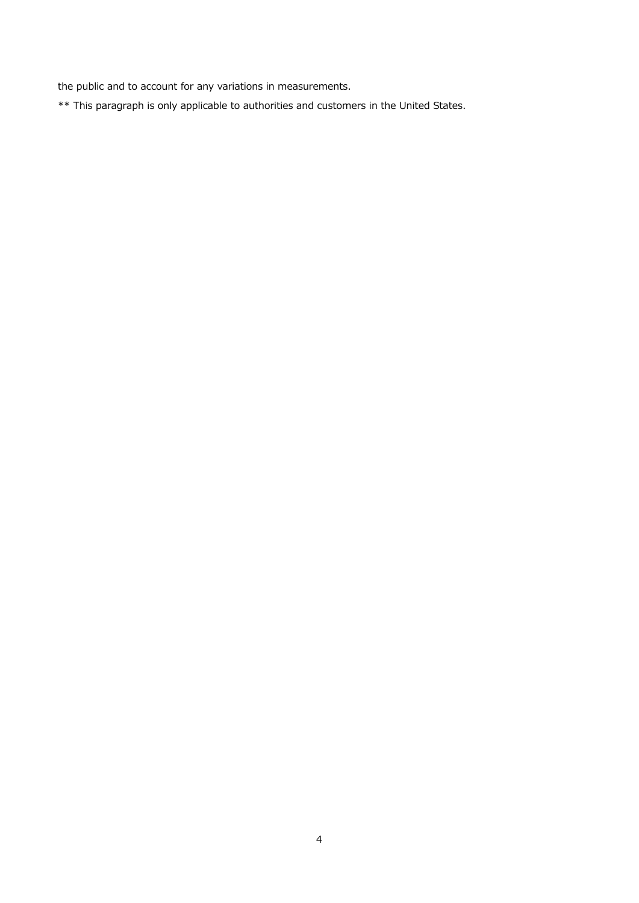the public and to account for any variations in measurements.

** This paragraph is only applicable to authorities and customers in the United States.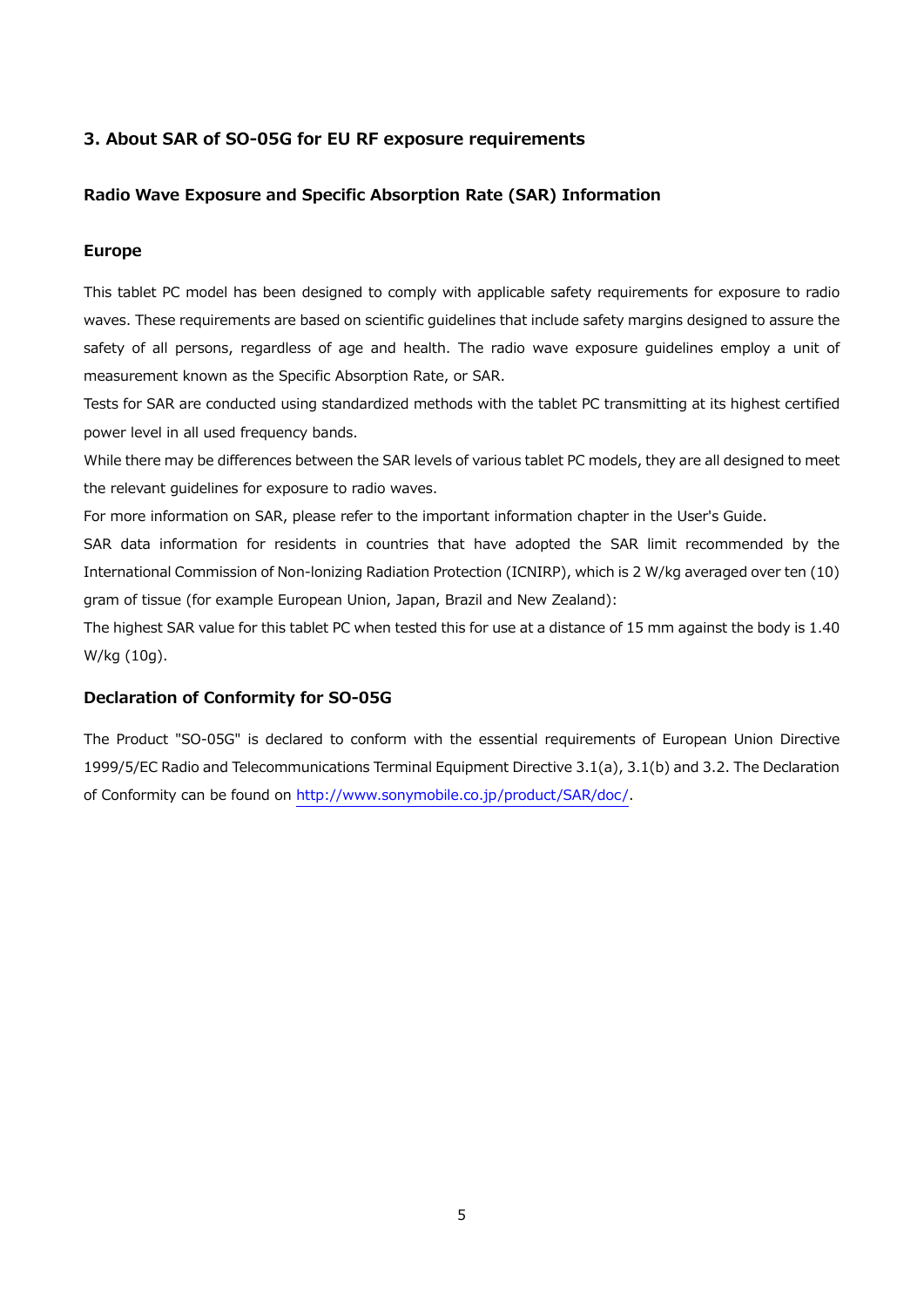## 3. About SAR of SO-05G for EU RF exposure requirements

### Radio Wave Exposure and Specific Absorption Rate (SAR) Information

### Europe

This tablet PC model has been designed to comply with applicable safety requirements for exposure to radio waves. These requirements are based on scientific guidelines that include safety margins designed to assure the safety of all persons, regardless of age and health. The radio wave exposure guidelines employ a unit of measurement known as the Specific Absorption Rate, or SAR.

Tests for SAR are conducted using standardized methods with the tablet PC transmitting at its highest certified power level in all used frequency bands.

While there may be differences between the SAR levels of various tablet PC models, they are all designed to meet the relevant guidelines for exposure to radio waves.

For more information on SAR, please refer to the important information chapter in the User's Guide.

SAR data information for residents in countries that have adopted the SAR limit recommended by the International Commission of Non-Ionizing Radiation Protection (ICNIRP), which is 2 W/kg averaged over ten (10) gram of tissue (for example European Union, Japan, Brazil and New Zealand):

The highest SAR value for this tablet PC when tested this for use at a distance of 15 mm against the body is 1.40 W/kg (10g).

### Declaration of Conformity for SO-05G

The Product "SO-05G" is declared to conform with the essential requirements of European Union Directive 1999/5/EC Radio and Telecommunications Terminal Equipment Directive 3.1(a), 3.1(b) and 3.2. The Declaration of Conformity can be found on http://www.sonymobile.co.jp/product/SAR/doc/.